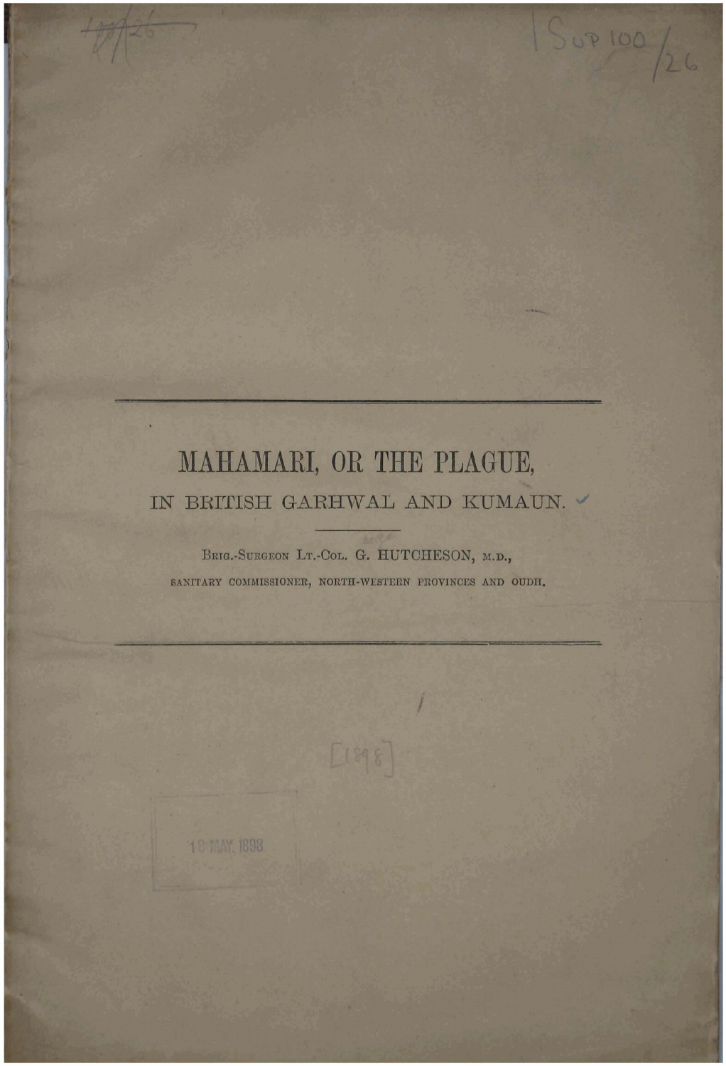# MAHAMARI, OR THE PLAGUE,

## IN BRITISH GARHWAL AND KUMAUN.

---

BRIG.-SURGEON LT.-COL. G. HUTCHESON, M.D.,

SANITARY COMMISSIONER, NORTH-WESTERN PROVINCES AND OUDH.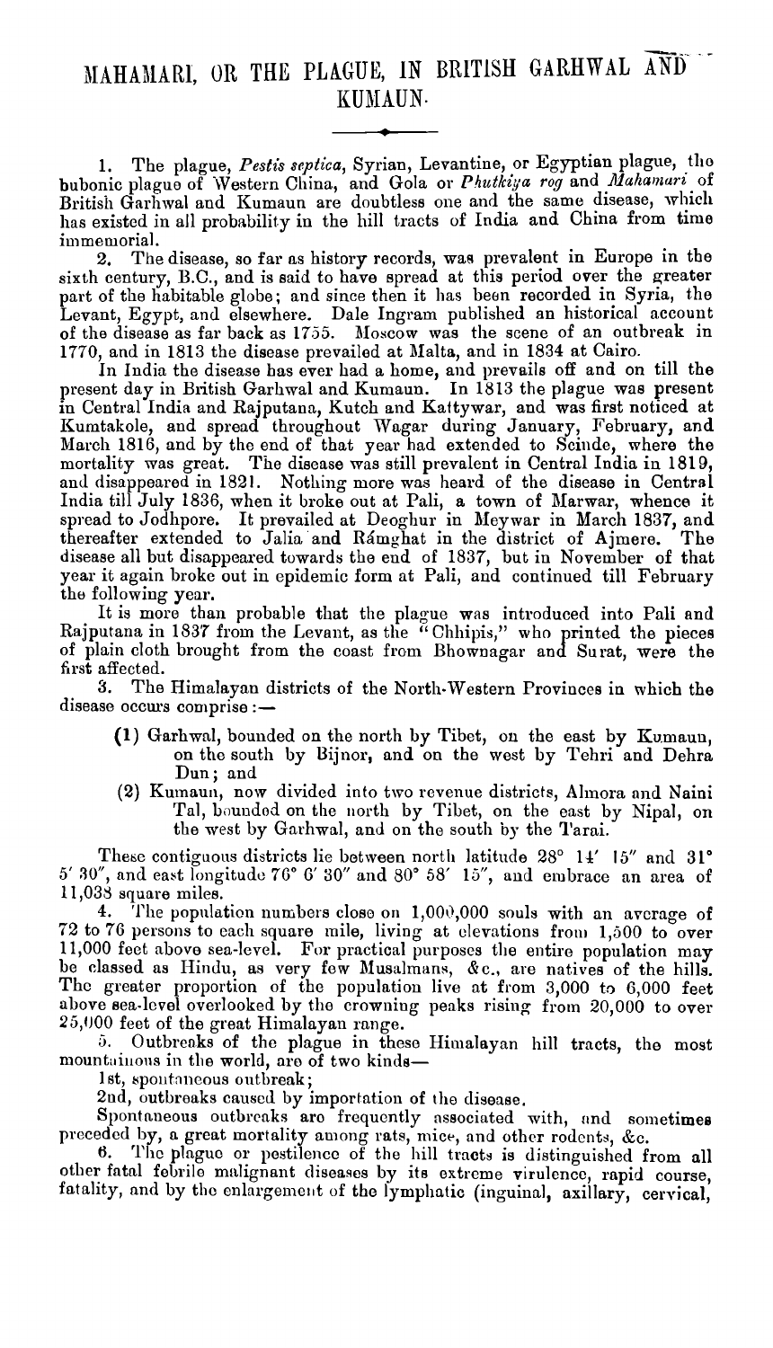# MAHAMARI, OR THE PLAGUE, IN BRITISH GARHWAL AND KUMAUN.

1. The plague, *Pestis septica*, Syrian, Levantine, or Egyptian plague, the bubonic plague of Western China, and Gola or *Phutkiya rog* and *Mahamari* of British Garhwal and Kumaun are doubtless one and the same disease, which has existed in all probability in the hill tracts of India and China from time immemorial.

2. The disease, so far as history records, was prevalent in Europe in the sixth century, B.C., and is said to have spread at this period over the greater part of the habitable globe; and since then it has been recorded in Syria, the Levant, Egypt, and elsewhere. Dale Ingram published an historical account of the disease as far back as 1755. Moscow was the scene of an outbreak in 1770, and in 1813 the disease prevailed at Malta, and in 1834 at Cairo.

In India the disease has ever had a home, and prevails off and on till the present day in British Garhwal and Kumaun. In 1813 the plague was present in Central India and Rajputana, Kutch and Kattywar, and was first noticed at Kumtakole, and spread throughout Wagar during January, February, and March 1816, and by the end of that year had extended to Scinde, where the mortality was great. The disease was still prevalent in Central India in 1819, and disappeared in 1821. Nothing more was heard of the disease in Central India till July 1836, when it broke out at Pali, a town of Marwar, whence it spread to Jodhpore. It prevailed at Deoghur in Meywar in March 1837, and thereafter extended to Jalia and Rámghat in the district of Ajmere. The disease all but disappeared towards the end of 1837, but in November of that year it again broke out in epidemic form at Pali, and continued till February the following year.

It is more than probable that the plague was introduced into Pali and Rajputana in 1837 from the Levant, as the "Chhipis," who printed the pieces of plain cloth brought from the coast from Bhownagar and Surat, were the first affected.

3. The Himalayan districts of the North-Western Provinces in which the disease occurs comprise :—

(1) Garhwal, bounded on the north by Tibet, on the east by Kumaun, on the south by Bijnor, and on the west by Tehri and Dehra Dun; and

(2) Kumaun, now divided into two revenue districts, Almora and Naini Tal, bounded on the north by Tibet, on the east by Nipal, on the west by Garhwal, and on the south by the Tarai.

These contiguous districts lie between north latitude 28° 14′ 15″ and 31° 5′ 30″, and east longitude 76° 6′ 30″ and 80° 58′ 15″, and embrace an area of 11,038 square miles.

4. The population numbers close on 1,000,000 souls with an average of 72 to 76 persons to each square mile, living at elevations from 1,500 to over 11,000 feet above sea-level. For practical purposes the entire population may be classed as Hindu, as very few Musalmans, &c., are natives of the hills. The greater proportion of the population live at from 3,000 to 6,000 feet above sea-level overlooked by the crowning peaks rising from 20,000 to over 25,000 feet of the great Himalayan range.

5. Outbreaks of the plague in these Himalayan hill tracts, the most mountainous in the world, are of two kinds—

1st, spontaneous outbreak;

2nd, outbreaks caused by importation of the disease.

Spontaneous outbreaks are frequently associated with, and sometimes preceded by, a great mortality among rats, mice, and other rodents, &c.

6. The plague or pestilence of the hill tracts is distinguished from all other fatal febrile malignant diseases by its extreme virulence, rapid course, fatality, and by the enlargement of the lymphatic (inguinal, axillary, cervical,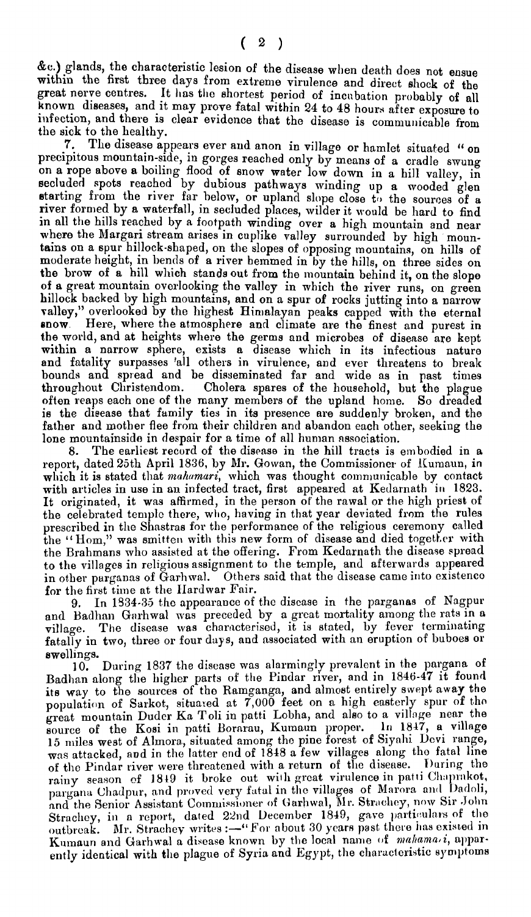&c.) glands, the characteristic lesion of the disease when death does not ensue within the first three days from extreme virulence and direct shock of the great nerve centres. It has the shortest period of incubation probably of all known diseases, and it may prove fatal within 24 to 48 hours after exposure to infection, and there is clear evidence that the disease is communicable from the sick to the healthy.

7. The disease appears ever and anon in village or hamlet situated "on precipitous mountain-side, in gorges reached only by means of a cradle swung on a rope above a boiling flood of snow water low down in a hill valley, in secluded spots reached by dubious pathways winding up a wooded glen starting from the river far below, or upland slope close to the sources of a river formed by a waterfall, in secluded places, wilder it would be hard to find in all the hills reached by a footpath winding over a high mountain and near where the Margari stream arises in cuplike valley surrounded by high mountains on a spur hillock-shaped, on the slopes of opposing mountains, on hills of moderate height, in bends of a river hemmed in by the hills, on three sides on the brow of a hill which stands out from the mountain behind it, on the slope of a great mountain overlooking the valley in which the river runs, on green hillock backed by high mountains, and on a spur of rocks jutting into a narrow valley," overlooked by the highest Himalayan peaks capped with the eternal snow. Here, where the atmosphere and climate are the finest and purest in the world, and at heights where the germs and microbes of disease are kept within a narrow sphere, exists a disease which in its infectious nature and fatality surpasses 'all others in virulence, and ever threatens to break bounds and spread and be disseminated far and wide as in past times throughout Christendom. Cholera spares of the household, but the plague often reaps each one of the many members of the upland home. So dreaded is the disease that family ties in its presence are suddenly broken, and the father and mother flee from their children and abandon each other, seeking the lone mountainside in despair for a time of all human association.

8. The earliest record of the disease in the hill tracts is embodied in a report, dated 25th April 1836, by Mr. Gowan, the Commissioner of Kumaun, in which it is stated that *mahamari*, which was thought communicable by contact with articles in use in an infected tract, first appeared at Kedarnath in 1823. It originated, it was affirmed, in the person of the rawal or the high priest of the celebrated temple there, who, having in that year deviated from the rules prescribed in the Shastras for the performance of the religious ceremony called the "Hom," was smitten with this new form of disease and died together with the Brahmans who assisted at the offering. From Kedarnath the disease spread to the villages in religious assignment to the temple, and afterwards appeared in other parganas of Garhwal. Others said that the disease came into existence for the first time at the Hardwar Fair.

9. In 1834-35 the appearance of the disease in the parganas of Nagpur and Badhan Garhwal was preceded by a great mortality among the rats in a village. The disease was characterised, it is stated, by fever terminating fatally in two, three or four days, and associated with an eruption of buboes or swellings.

10. During 1837 the disease was alarmingly prevalent in the pargana of Badhan along the higher parts of the Pindar river, and in 1846-47 it found its way to the sources of the Ramganga, and almost entirely swept away the population of Sarkot, situated at 7,000 feet on a high easterly spur of the great mountain Duder Ka Toli in patti Lobha, and also to a village near the source of the Kosi in patti Borarau, Kumaun proper. In 1847, a village 15 miles west of Almora, situated among the pine forest of Siyahi Devi range, was attacked, and in the latter end of 1848 a few villages along the fatal line of the Pindar river were threatened with a return of the disease. During the rainy season of 1849 it broke out with great virulence in patti Chaprakot, pargana Chadpur, and proved very fatal in the villages of Marora and Dadoli, and the Senior Assistant Commissioner of Garhwal, Mr. Strachey, now Sir John Strachey, in a report, dated 22nd December 1849, gave particulars of the outbreak. Mr. Strachey writes :—"For about 30 years past there has existed in Kumaun and Garhwal a disease known by the local name of *mahamari*, apparently identical with the plague of Syria and Egypt, the characteristic symptoms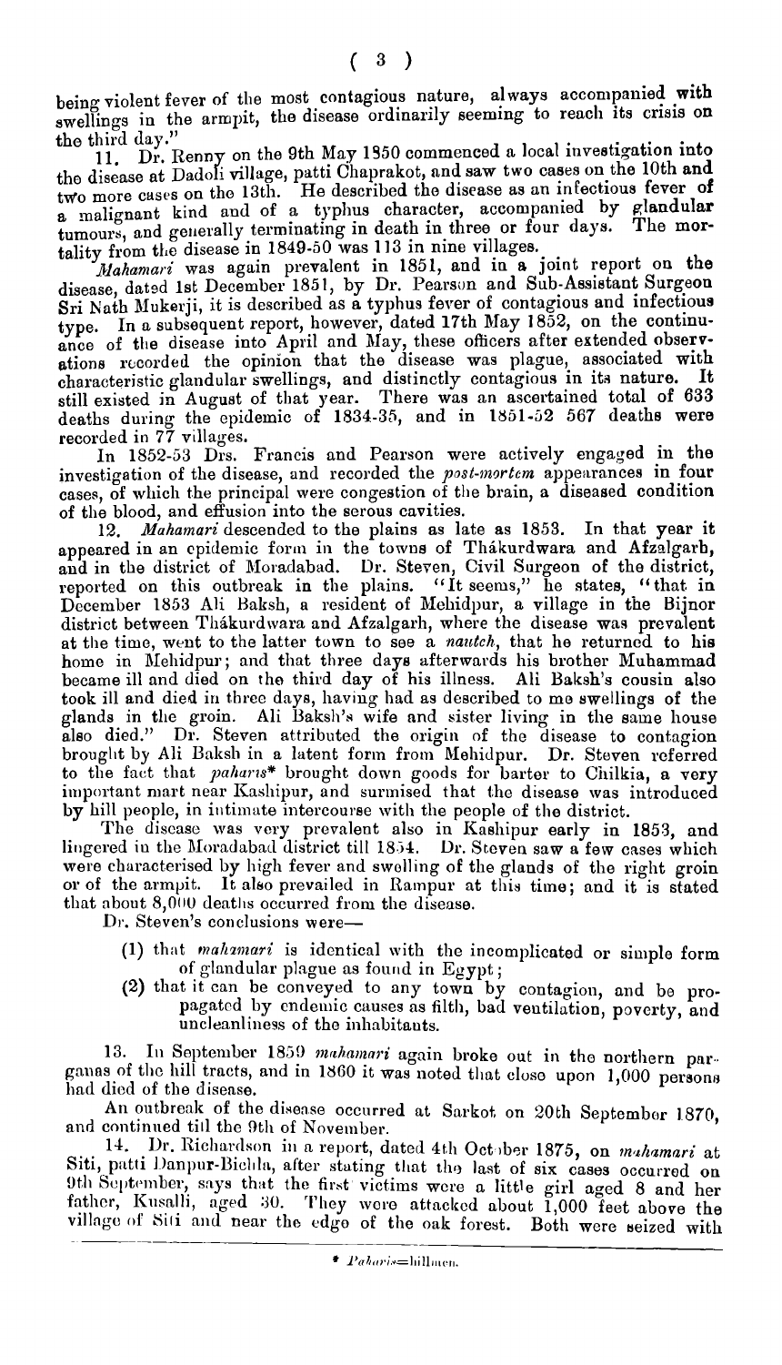being violent fever of the most contagious nature, always accompanied with swellings in the armpit, the disease ordinarily seeming to reach its crisis on the third day."

11. Dr. Renny on the 9th May 1850 commenced a local investigation into the disease at Dadoli village, patti Chaprakot, and saw two cases on the 10th and two more cases on the 13th. He described the disease as an infectious fever of a malignant kind and of a typhus character, accompanied by glandular tumours, and generally terminating in death in three or four days. The mortality from the disease in 1849-50 was 113 in nine villages.

*Mahamari* was again prevalent in 1851, and in a joint report on the disease, dated 1st December 1851, by Dr. Pearson and Sub-Assistant Surgeon Sri Nath Mukerji, it is described as a typhus fever of contagious and infectious type. In a subsequent report, however, dated 17th May 1852, on the continuance of the disease into April and May, these officers after extended observations recorded the opinion that the disease was plague, associated with characteristic glandular swellings, and distinctly contagious in its nature. It still existed in August of that year. There was an ascertained total of 633 deaths during the epidemic of 1834-35, and in 1851-52 567 deaths were recorded in 77 villages.

In 1852-53 Drs. Francis and Pearson were actively engaged in the investigation of the disease, and recorded the *post-mortem* appearances in four cases, of which the principal were congestion of the brain, a diseased condition of the blood, and effusion into the serous cavities.

12. *Mahamari* descended to the plains as late as 1853. In that year it appeared in an epidemic form in the towns of Thákurdwara and Afzalgarh, and in the district of Moradabad. Dr. Steven, Civil Surgeon of the district, reported on this outbreak in the plains. "It seems," he states, "that in December 1853 Ali Baksh, a resident of Mehidpur, a village in the Bijnor district between Thákurdwara and Afzalgarh, where the disease was prevalent at the time, went to the latter town to see a *nautch*, that he returned to his home in Mehidpur; and that three days afterwards his brother Muhammad became ill and died on the third day of his illness. Ali Baksh's cousin also took ill and died in three days, having had as described to me swellings of the glands in the groin. Ali Baksh's wife and sister living in the same house also died." Dr. Steven attributed the origin of the disease to contagion brought by Ali Baksh in a latent form from Mehidpur. Dr. Steven referred to the fact that *paharis*\* brought down goods for barter to Chilkia, a very important mart near Kashipur, and surmised that the disease was introduced by hill people, in intimate intercourse with the people of the district.

The disease was very prevalent also in Kashipur early in 1853, and lingered in the Moradabad district till 1854. Dr. Steven saw a few cases which were characterised by high fever and swelling of the glands of the right groin or of the armpit. It also prevailed in Rampur at this time; and it is stated that about 8,000 deaths occurred from the disease.

Dr. Steven's conclusions were—

(1) that *mahamari* is identical with the incomplicated or simple form of glandular plague as found in Egypt;

(2) that it can be conveyed to any town by contagion, and be propagated by endemic causes as filth, bad ventilation, poverty, and uncleanliness of the inhabitants.

13. In September 1859 *mahamari* again broke out in the northern parganas of the hill tracts, and in 1860 it was noted that close upon 1,000 persons had died of the disease.

An outbreak of the disease occurred at Sarkot on 20th September 1870, and continued till the 9th of November.

14. Dr. Richardson in a report, dated 4th October 1875, on *mahamari* at Siti, patti Danpur-Bichla, after stating that the last of six cases occurred on 9th September, says that the first victims were a little girl aged 8 and her father, Kusalli, aged 30. They were attacked about 1,000 feet above the village of Siti and near the edge of the oak forest. Both were seized with

---

\* *Paharis*=hillmen.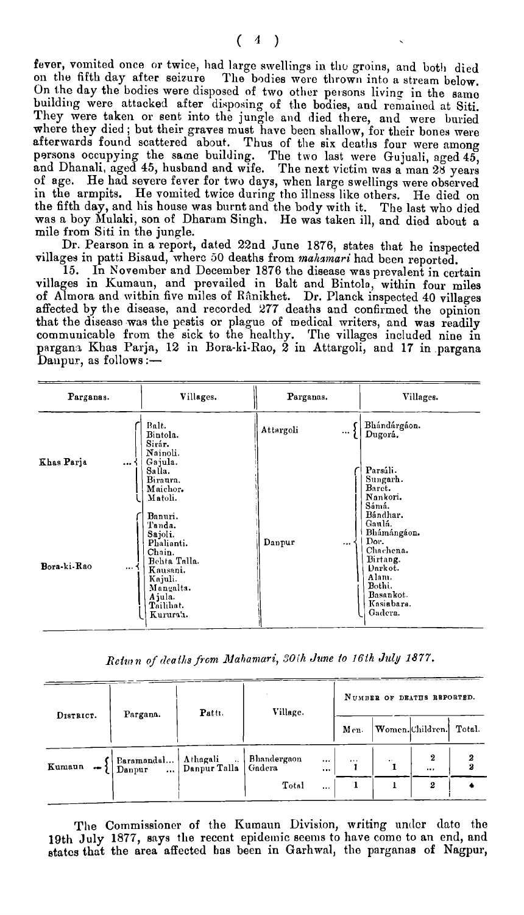fever, vomited once or twice, had large swellings in the groins, and both died on the fifth day after seizure The bodies were thrown into a stream below. On the day the bodies were disposed of two other persons living in the same building were attacked after disposing of the bodies, and remained at Siti. They were taken or sent into the jungle and died there, and were buried where they died; but their graves must have been shallow, for their bones were afterwards found scattered about. Thus of the six deaths four were among persons occupying the same building. The two last were Gujuali, aged 45, and Dhanali, aged 45, husband and wife. The next victim was a man 28 years of age. He had severe fever for two days, when large swellings were observed in the armpits. He vomited twice during the illness like others. He died on the fifth day, and his house was burnt and the body with it. The last who died was a boy Mulaki, son of Dharam Singh. He was taken ill, and died about a mile from Siti in the jungle.

Dr. Pearson in a report, dated 22nd June 1876, states that he inspected villages in patti Bisaud, where 50 deaths from *mahamari* had been reported.

15. In November and December 1876 the disease was prevalent in certain villages in Kumaun, and prevailed in Balt and Bintola, within four miles of Almora and within five miles of Rânikhet. Dr. Planck inspected 40 villages affected by the disease, and recorded 277 deaths and confirmed the opinion that the disease was the pestis or plague of medical writers, and was readily communicable from the sick to the healthy. The villages included nine in pargana Khas Parja, 12 in Bora-ki-Rao, 2 in Attargoli, and 17 in pargana Danpur, as follows:—

| Parganas. | Villages. | Parganas. | Villages. |
|---|---|---|---|
| Khas Parja | Balt. Bintola. Sirár. Nainoli. Gajula. Salla. Biraura. Maichor. Matoli. | Attargoli | Bhándárgáon. Dugorá. |
| Bora-ki-Rao | Banuri. Tanda. Sajoli. Phalianti. Chain. Behta Talla. Kausani. Kajuli. Mangalta. Ajula. Tailihat. Kururaṅ. | Danpur | Parsáli. Sungarh. Baret. Nankori. Sámá. Bándhar. Gaulá. Bhámángáon. Dor. Chachena. Birtang. Darkot. Alam. Bothi. Basankot. Kasiabara. Gadera. |

*Return of deaths from Mahamari, 30th June to 16th July 1877.*

| District. | Pargana. | Patti. | Village. | Number of deaths reported. | | | |
|---|---|---|---|---|---|---|---|
| | | | | Men. | Women. | Children. | Total. |
| Kumaun | Baramandal... | Athagali ... | Bhandergaon ... | ... | .. | 2 | 2 |
| | Danpur ... | Danpur Talla | Gadera ... | 1 | 1 | ... | 2 |
| | | | Total ... | 1 | 1 | 2 | 4 |

The Commissioner of the Kumaun Division, writing under date the 19th July 1877, says the recent epidemic seems to have come to an end, and states that the area affected has been in Garhwal, the parganas of Nagpur,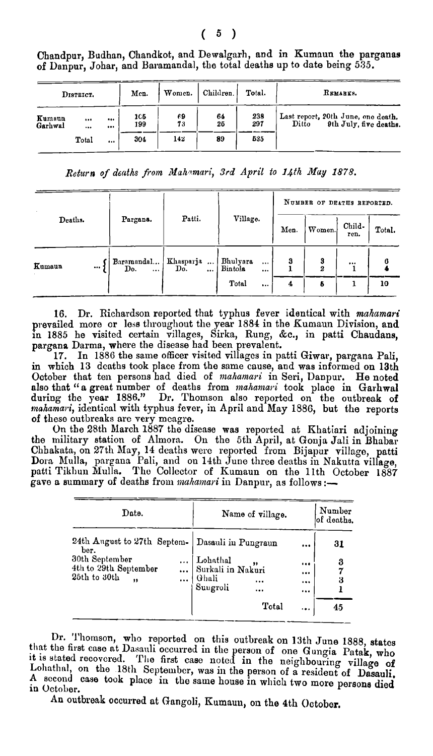Chandpur, Budhan, Chandkot, and Dewalgarh, and in Kumaun the parganas of Danpur, Johar, and Baramandal, the total deaths up to date being 535.

| District. | Men. | Women. | Children. | Total. | Remarks. |
|---|---|---|---|---|---|
| Kumaun ... ... | 105 | 69 | 64 | 238 | Last report, 20th June, one death. |
| Garhwal ... ... | 199 | 73 | 25 | 297 | Ditto 9th July, five deaths. |
| Total ... | 304 | 142 | 89 | 535 | |

*Return of deaths from Mahamari, 3rd April to 14th May 1878.*

| Deaths. | Pargana. | Patti. | Village. | Number of deaths reported. | | | |
|---|---|---|---|---|---|---|---|
| | | | | Men. | Women. | Children. | Total. |
| Kumaun ... | Baramandal... | Khasparja ... | Bhulyara ... | 3 | 3 | ... | 6 |
| | Do. ... | Do. ... | Bintola ... | 1 | 2 | 1 | 4 |
| | | | Total ... | 4 | 5 | 1 | 10 |

16. Dr. Richardson reported that typhus fever identical with *mahamari* prevailed more or less throughout the year 1884 in the Kumaun Division, and in 1885 he visited certain villages, Sirka, Rung, &c., in patti Chaudans, pargana Darma, where the disease had been prevalent.

17. In 1886 the same officer visited villages in patti Giwar, pargana Pali, in which 13 deaths took place from the same cause, and was informed on 13th October that ten persons had died of *mahamari* in Seri, Danpur. He noted also that "a great number of deaths from *mahamari* took place in Garhwal during the year 1886." Dr. Thomson also reported on the outbreak of *mahamari*, identical with typhus fever, in April and May 1886, but the reports of these outbreaks are very meagre.

On the 28th March 1887 the disease was reported at Khatiari adjoining the military station of Almora. On the 5th April, at Gonja Jali in Bhabar Chhakata, on 27th May, 14 deaths were reported from Bijapur village, patti Dora Mulla, pargana Pali, and on 14th June three deaths in Nakutta village, patti Tikhun Mulla. The Collector of Kumaun on the 11th October 1887 gave a summary of deaths from *mahamari* in Danpur, as follows:—

| Date. | Name of village. | Number of deaths. |
|---|---|---|
| 24th August to 27th September. | Dasauli in Pungraun ... | 31 |
| 30th September ... | Lohathal " ... | 3 |
| 4th to 29th September ... | Surkali in Nakuri ... | 7 |
| 25th to 30th " ... | Ghali ... ... | 3 |
| | Sungroli ... ... | 1 |
| | Total ... | 45 |

Dr. Thomson, who reported on this outbreak on 13th June 1888, states that the first case at Dasauli occurred in the person of one Gungia Patak, who it is stated recovered. The first case noted in the neighbouring village of Lohathal, on the 18th September, was in the person of a resident of Dasauli. A second case took place in the same house in which two more persons died in October.

An outbreak occurred at Gangoli, Kumaun, on the 4th October.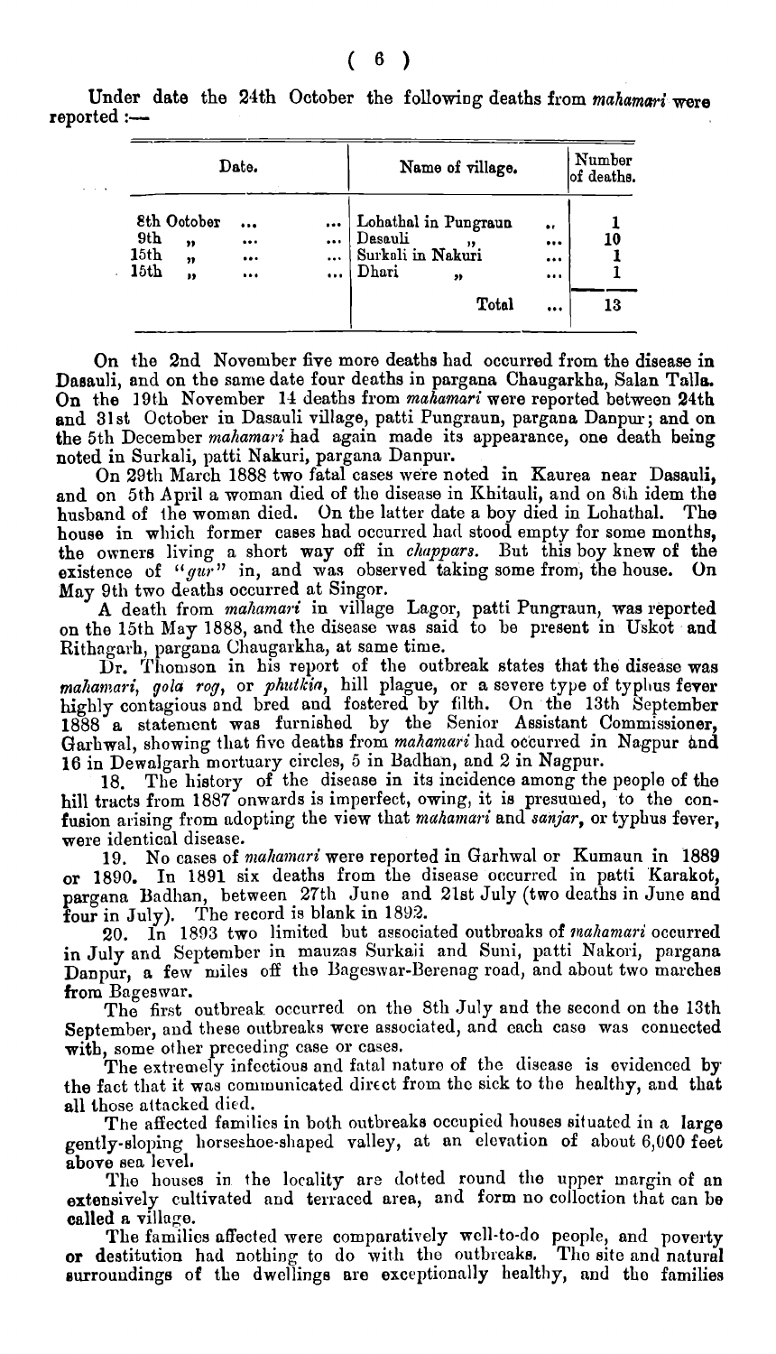Under date the 24th October the following deaths from *mahamari* were reported :—

| Date. | Name of village. | Number of deaths. |
|---|---|---|
| 8th October ... ... | Lohathal in Pungraun .. | 1 |
| 9th " ... ... | Dasauli " ... | 10 |
| 15th " ... ... | Surkali in Nakuri ... | 1 |
| 15th " ... ... | Dhari " ... | 1 |
| | Total ... | 13 |

On the 2nd November five more deaths had occurred from the disease in Dasauli, and on the same date four deaths in pargana Chaugarkha, Salan Talla. On the 19th November 14 deaths from *mahamari* were reported between 24th and 31st October in Dasauli village, patti Pungraun, pargana Danpur; and on the 5th December *mahamari* had again made its appearance, one death being noted in Surkali, patti Nakuri, pargana Danpur.

On 29th March 1888 two fatal cases were noted in Kaurea near Dasauli, and on 5th April a woman died of the disease in Khitauli, and on 8th idem the husband of the woman died. On the latter date a boy died in Lohathal. The house in which former cases had occurred had stood empty for some months, the owners living a short way off in *chappars*. But this boy knew of the existence of "*gur*" in, and was observed taking some from, the house. On May 9th two deaths occurred at Singor.

A death from *mahamari* in village Lagor, patti Pungraun, was reported on the 15th May 1888, and the disease was said to be present in Uskot and Rithagarh, pargana Chaugarkha, at same time.

Dr. Thomson in his report of the outbreak states that the disease was *mahamari*, *gola rog*, or *phutkia*, hill plague, or a severe type of typhus fever highly contagious and bred and fostered by filth. On the 13th September 1888 a statement was furnished by the Senior Assistant Commissioner, Garhwal, showing that five deaths from *mahamari* had occurred in Nagpur and 16 in Dewalgarh mortuary circles, 5 in Badhan, and 2 in Nagpur.

18. The history of the disease in its incidence among the people of the hill tracts from 1887 onwards is imperfect, owing, it is presumed, to the confusion arising from adopting the view that *mahamari* and *sanjar*, or typhus fever, were identical disease.

19. No cases of *mahamari* were reported in Garhwal or Kumaun in 1889 or 1890. In 1891 six deaths from the disease occurred in patti Karakot, pargana Badhan, between 27th June and 21st July (two deaths in June and four in July). The record is blank in 1892.

20. In 1893 two limited but associated outbreaks of *mahamari* occurred in July and September in mauzas Surkali and Suni, patti Nakori, pargana Danpur, a few miles off the Bageswar-Berenag road, and about two marches from Bageswar.

The first outbreak occurred on the 8th July and the second on the 13th September, and these outbreaks were associated, and each case was connected with, some other preceding case or cases.

The extremely infectious and fatal nature of the disease is evidenced by the fact that it was communicated direct from the sick to the healthy, and that all those attacked died.

The affected families in both outbreaks occupied houses situated in a large gently-sloping horseshoe-shaped valley, at an elevation of about 6,000 feet above sea level.

The houses in the locality are dotted round the upper margin of an extensively cultivated and terraced area, and form no collection that can be called a village.

The families affected were comparatively well-to-do people, and poverty or destitution had nothing to do with the outbreaks. The site and natural surroundings of the dwellings are exceptionally healthy, and the families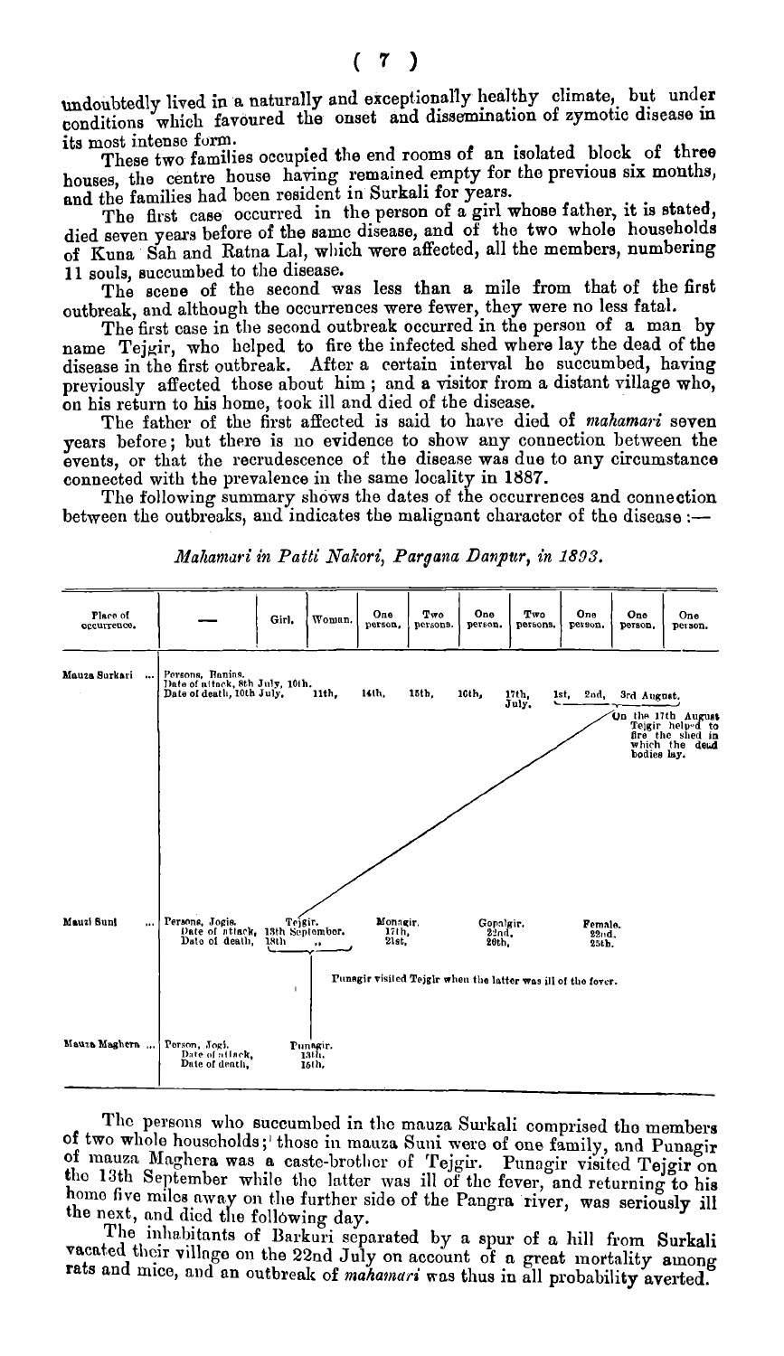undoubtedly lived in a naturally and exceptionally healthy climate, but under conditions which favoured the onset and dissemination of zymotic disease in its most intense form.

These two families occupied the end rooms of an isolated block of three houses, the centre house having remained empty for the previous six months, and the families had been resident in Surkali for years.

The first case occurred in the person of a girl whose father, it is stated, died seven years before of the same disease, and of the two whole households of Kuna Sah and Ratna Lal, which were affected, all the members, numbering 11 souls, succumbed to the disease.

The scene of the second was less than a mile from that of the first outbreak, and although the occurrences were fewer, they were no less fatal.

The first case in the second outbreak occurred in the person of a man by name Tejgir, who helped to fire the infected shed where lay the dead of the disease in the first outbreak. After a certain interval he succumbed, having previously affected those about him; and a visitor from a distant village who, on his return to his home, took ill and died of the disease.

The father of the first affected is said to have died of *mahamari* seven years before; but there is no evidence to show any connection between the events, or that the recrudescence of the disease was due to any circumstance connected with the prevalence in the same locality in 1887.

The following summary shows the dates of the occurrences and connection between the outbreaks, and indicates the malignant character of the disease :—

*Mahamari in Patti Nakori, Pargana Danpur, in 1893.*

| Place of occurrence. | — | Girl. | Woman. | One person. | Two persons. | One person. | Two persons. | One person. | One person. | One person. |
|---|---|---|---|---|---|---|---|---|---|---|
| Mauza Surkari ... | Persons, Banias. Date of attack, 8th July, Date of death, 10th July. | 10th. 11th, | | 14th, | 15th, | 16th, | 17th, July. | 1st, | 2nd, | 3rd August. |
| Mauzi Suni ... | Persons, Jogis. Date of attack, Date of death, | Tejgir. 13th September. 18th ,, | | Monagir. 17th, 21st, | | Gopalgir. 22nd, 26th, | | Female. 22nd. 25th. | | |
| Mauza Maghera ... | Person, Jogi. Date of attack, Date of death, | Punagir. 13th, 15th, | | | | | | | | |

On the 17th August Tejgir helped to fire the shed in which the dead bodies lay.

Punagir visited Tejgir when the latter was ill of the fever.

The persons who succumbed in the mauza Surkali comprised the members of two whole households; those in mauza Suni were of one family, and Punagir of mauza Maghera was a caste-brother of Tejgir. Punagir visited Tejgir on the 13th September while the latter was ill of the fever, and returning to his home five miles away on the further side of the Pangra river, was seriously ill the next, and died the following day.

The inhabitants of Barkuri separated by a spur of a hill from Surkali vacated their village on the 22nd July on account of a great mortality among rats and mice, and an outbreak of *mahamari* was thus in all probability averted.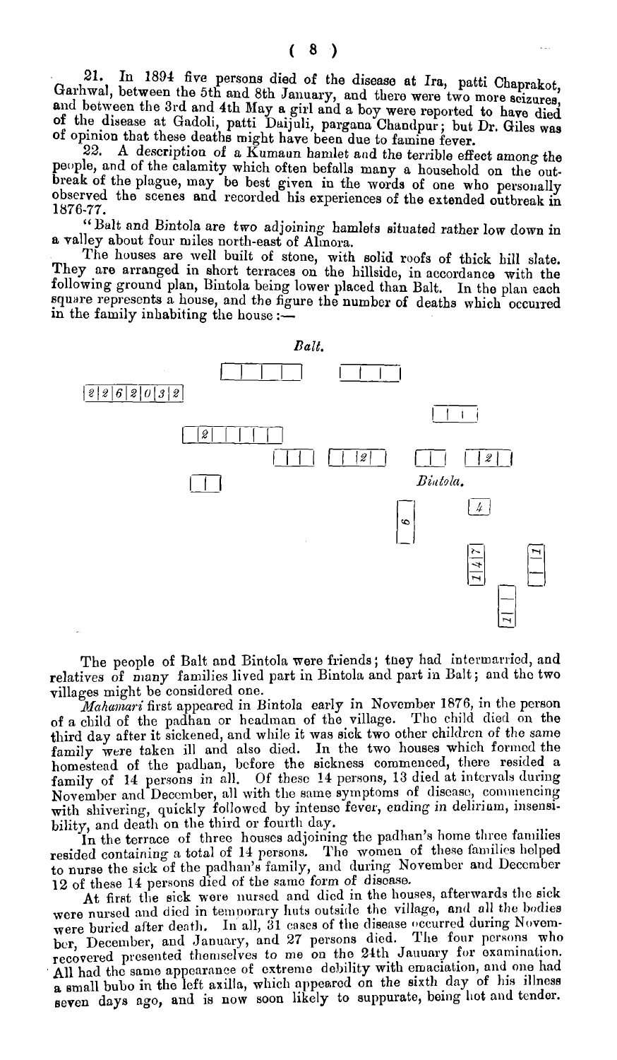21. In 1894 five persons died of the disease at Ira, patti Chaprakot, Garhwal, between the 5th and 8th January, and there were two more seizures, and between the 3rd and 4th May a girl and a boy were reported to have died of the disease at Gadoli, patti Daijuli, pargana Chandpur; but Dr. Giles was of opinion that these deaths might have been due to famine fever.

22. A description of a Kumaun hamlet and the terrible effect among the people, and of the calamity which often befalls many a household on the outbreak of the plague, may be best given in the words of one who personally observed the scenes and recorded his experiences of the extended outbreak in 1876-77.

"Balt and Bintola are two adjoining hamlets situated rather low down in a valley about four miles north-east of Almora.

The houses are well built of stone, with solid roofs of thick hill slate. They are arranged in short terraces on the hillside, in accordance with the following ground plan, Bintola being lower placed than Balt. In the plan each square represents a house, and the figure the number of deaths which occurred in the family inhabiting the house:—

*Balt.*

| 2 | 2 | 6 | 2 | 0 | 3 | 2 |

| 2 | | | | |

| | | | 2 | | | | 2 | |

*Bintola.*

| 8 | | 4 |

| 1 | 4 | 7 | | 1 | 1 |

| 1 | 1 |

The people of Balt and Bintola were friends; they had intermarried, and relatives of many families lived part in Bintola and part in Balt; and the two villages might be considered one.

*Mahamari* first appeared in Bintola early in November 1876, in the person of a child of the padhan or headman of the village. The child died on the third day after it sickened, and while it was sick two other children of the same family were taken ill and also died. In the two houses which formed the homestead of the padhan, before the sickness commenced, there resided a family of 14 persons in all. Of these 14 persons, 13 died at intervals during November and December, all with the same symptoms of disease, commencing with shivering, quickly followed by intense fever, ending in delirium, insensibility, and death on the third or fourth day.

In the terrace of three houses adjoining the padhan's home three families resided containing a total of 14 persons. The women of these families helped to nurse the sick of the padhan's family, and during November and December 12 of these 14 persons died of the same form of disease.

At first the sick were nursed and died in the houses, afterwards the sick were nursed and died in temporary huts outside the village, and all the bodies were buried after death. In all, 31 cases of the disease occurred during November, December, and January, and 27 persons died. The four persons who recovered presented themselves to me on the 24th January for examination. All had the same appearance of extreme debility with emaciation, and one had a small bubo in the left axilla, which appeared on the sixth day of his illness seven days ago, and is now soon likely to suppurate, being hot and tender.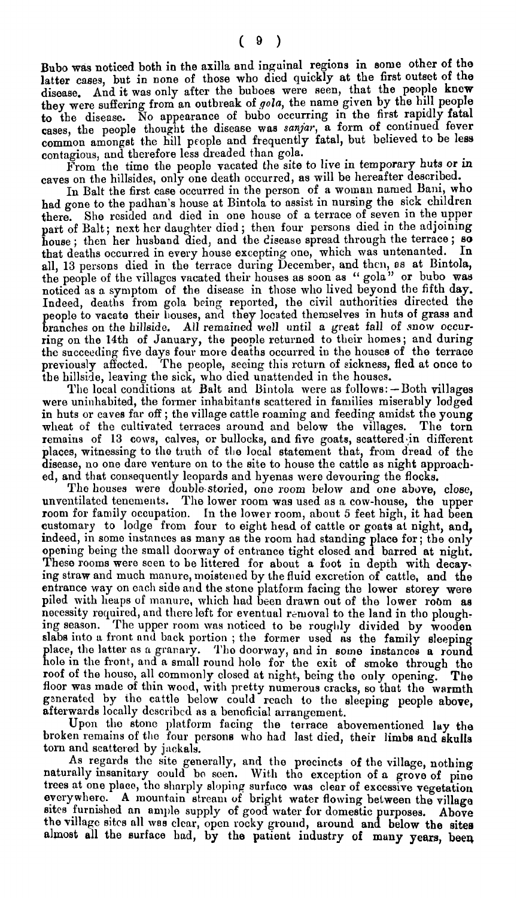Bubo was noticed both in the axilla and inguinal regions in some other of the latter cases, but in none of those who died quickly at the first outset of the disease. And it was only after the buboes were seen, that the people knew they were suffering from an outbreak of *gola*, the name given by the hill people to the disease. No appearance of bubo occurring in the first rapidly fatal cases, the people thought the disease was *sanjar*, a form of continued fever common amongst the hill people and frequently fatal, but believed to be less contagious, and therefore less dreaded than gola.

From the time the people vacated the site to live in temporary huts or in caves on the hillsides, only one death occurred, as will be hereafter described.

In Balt the first case occurred in the person of a woman named Bani, who had gone to the padhan's house at Bintola to assist in nursing the sick children there. She resided and died in one house of a terrace of seven in the upper part of Balt; next her daughter died; then four persons died in the adjoining house; then her husband died, and the disease spread through the terrace; so that deaths occurred in every house excepting one, which was untenanted. In all, 13 persons died in the terrace during December, and then, as at Bintola, the people of the villages vacated their houses as soon as "gola" or bubo was noticed as a symptom of the disease in those who lived beyond the fifth day. Indeed, deaths from gola being reported, the civil authorities directed the people to vacate their houses, and they located themselves in huts of grass and branches on the hillside. All remained well until a great fall of snow occurring on the 14th of January, the people returned to their homes; and during the succeeding five days four more deaths occurred in the houses of the terrace previously affected. The people, seeing this return of sickness, fled at once to the hillside, leaving the sick, who died unattended in the houses.

The local conditions at Balt and Bintola were as follows:—Both villages were uninhabited, the former inhabitants scattered in families miserably lodged in huts or caves far off; the village cattle roaming and feeding amidst the young wheat of the cultivated terraces around and below the villages. The torn remains of 13 cows, calves, or bullocks, and five goats, scattered in different places, witnessing to the truth of the local statement that, from dread of the disease, no one dare venture on to the site to house the cattle as night approached, and that consequently leopards and hyenas were devouring the flocks.

The houses were double-storied, one room below and one above, close, unventilated tenements. The lower room was used as a cow-house, the upper room for family occupation. In the lower room, about 5 feet high, it had been customary to lodge from four to eight head of cattle or goats at night, and, indeed, in some instances as many as the room had standing place for; the only opening being the small doorway of entrance tight closed and barred at night. These rooms were seen to be littered for about a foot in depth with decaying straw and much manure, moistened by the fluid excretion of cattle, and the entrance way on each side and the stone platform facing the lower storey were piled with heaps of manure, which had been drawn out of the lower room as necessity required, and there left for eventual removal to the land in the ploughing season. The upper room was noticed to be roughly divided by wooden slabs into a front and back portion; the former used as the family sleeping place, the latter as a granary. The doorway, and in some instances a round hole in the front, and a small round hole for the exit of smoke through the roof of the house, all commonly closed at night, being the only opening. The floor was made of thin wood, with pretty numerous cracks, so that the warmth generated by the cattle below could reach to the sleeping people above, afterwards locally described as a beneficial arrangement.

Upon the stone platform facing the terrace abovementioned lay the broken remains of the four persons who had last died, their limbs and skulls torn and scattered by jackals.

As regards the site generally, and the precincts of the village, nothing naturally insanitary could be seen. With the exception of a grove of pine trees at one place, the sharply sloping surface was clear of excessive vegetation everywhere. A mountain stream of bright water flowing between the village sites furnished an ample supply of good water for domestic purposes. Above the village sites all was clear, open rocky ground, around and below the sites almost all the surface had, by the patient industry of many years, been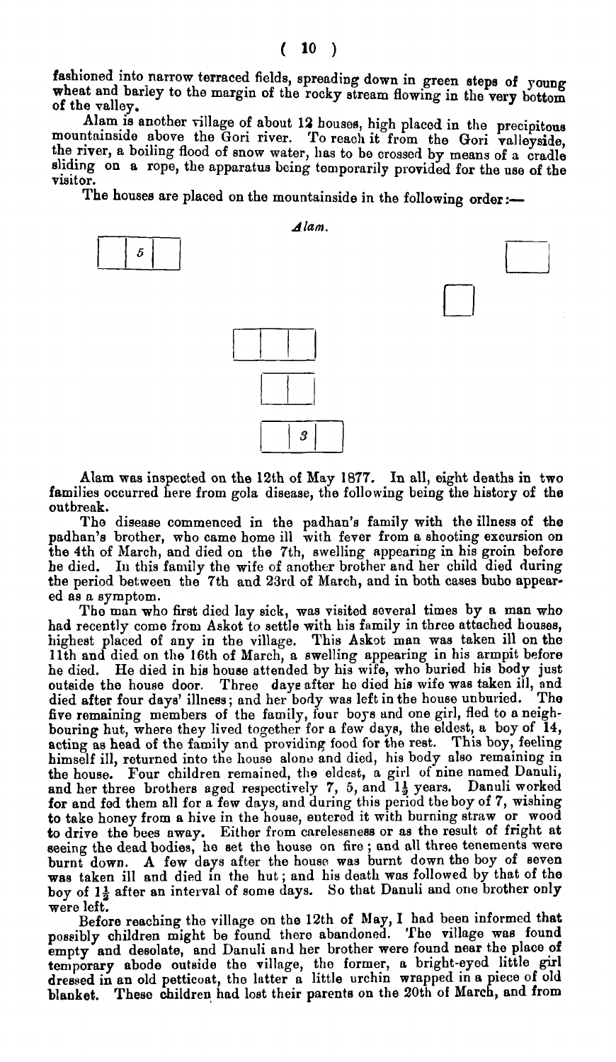fashioned into narrow terraced fields, spreading down in green steps of young wheat and barley to the margin of the rocky stream flowing in the very bottom of the valley.

Alam is another village of about 12 houses, high placed in the precipitous mountainside above the Gori river. To reach it from the Gori valleyside, the river, a boiling flood of snow water, has to be crossed by means of a cradle sliding on a rope, the apparatus being temporarily provided for the use of the visitor.

The houses are placed on the mountainside in the following order:—

*Alam.*

| | 5 | |
|---|---|---|

Alam was inspected on the 12th of May 1877. In all, eight deaths in two families occurred here from gola disease, the following being the history of the outbreak.

The disease commenced in the padhan's family with the illness of the padhan's brother, who came home ill with fever from a shooting excursion on the 4th of March, and died on the 7th, swelling appearing in his groin before he died. In this family the wife of another brother and her child died during the period between the 7th and 23rd of March, and in both cases bubo appeared as a symptom.

The man who first died lay sick, was visited several times by a man who had recently come from Askot to settle with his family in three attached houses, highest placed of any in the village. This Askot man was taken ill on the 11th and died on the 16th of March, a swelling appearing in his armpit before he died. He died in his house attended by his wife, who buried his body just outside the house door. Three days after he died his wife was taken ill, and died after four days' illness; and her body was left in the house unburied. The five remaining members of the family, four boys and one girl, fled to a neighbouring hut, where they lived together for a few days, the eldest, a boy of 14, acting as head of the family and providing food for the rest. This boy, feeling himself ill, returned into the house alone and died, his body also remaining in the house. Four children remained, the eldest, a girl of nine named Danuli, and her three brothers aged respectively 7, 5, and 1½ years. Danuli worked for and fed them all for a few days, and during this period the boy of 7, wishing to take honey from a hive in the house, entered it with burning straw or wood to drive the bees away. Either from carelessness or as the result of fright at seeing the dead bodies, he set the house on fire; and all three tenements were burnt down. A few days after the house was burnt down the boy of seven was taken ill and died in the hut; and his death was followed by that of the boy of 1½ after an interval of some days. So that Danuli and one brother only were left.

Before reaching the village on the 12th of May, I had been informed that possibly children might be found there abandoned. The village was found empty and desolate, and Danuli and her brother were found near the place of temporary abode outside the village, the former, a bright-eyed little girl dressed in an old petticoat, the latter a little urchin wrapped in a piece of old blanket. These children had lost their parents on the 20th of March, and from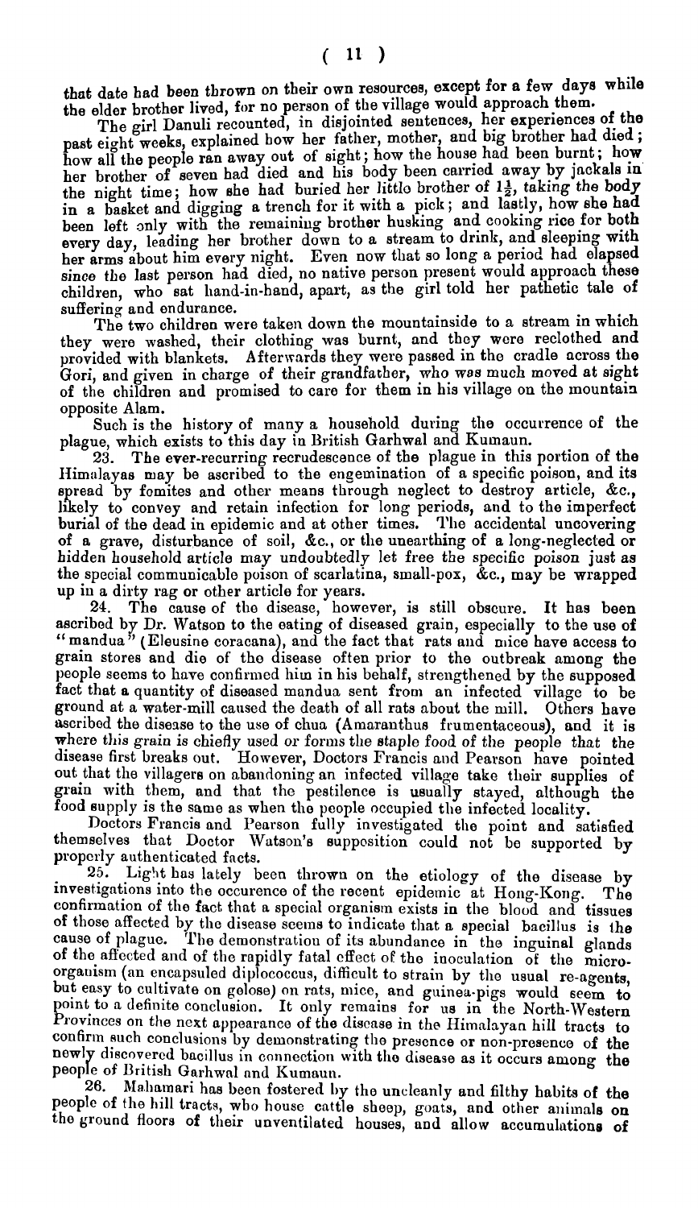that date had been thrown on their own resources, except for a few days while the elder brother lived, for no person of the village would approach them.

The girl Danuli recounted, in disjointed sentences, her experiences of the past eight weeks, explained how her father, mother, and big brother had died; how all the people ran away out of sight; how the house had been burnt; how her brother of seven had died and his body been carried away by jackals in the night time; how she had buried her little brother of $1\frac{1}{2}$, taking the body in a basket and digging a trench for it with a pick; and lastly, how she had been left only with the remaining brother husking and cooking rice for both every day, leading her brother down to a stream to drink, and sleeping with her arms about him every night. Even now that so long a period had elapsed since the last person had died, no native person present would approach these children, who sat hand-in-hand, apart, as the girl told her pathetic tale of suffering and endurance.

The two children were taken down the mountainside to a stream in which they were washed, their clothing was burnt, and they were reclothed and provided with blankets. Afterwards they were passed in the cradle across the Gori, and given in charge of their grandfather, who was much moved at sight of the children and promised to care for them in his village on the mountain opposite Alam.

Such is the history of many a household during the occurrence of the plague, which exists to this day in British Garhwal and Kumaun.

23. The ever-recurring recrudescence of the plague in this portion of the Himalayas may be ascribed to the engemination of a specific poison, and its spread by fomites and other means through neglect to destroy article, &c., likely to convey and retain infection for long periods, and to the imperfect burial of the dead in epidemic and at other times. The accidental uncovering of a grave, disturbance of soil, &c., or the unearthing of a long-neglected or hidden household article may undoubtedly let free the specific poison just as the special communicable poison of scarlatina, small-pox, &c., may be wrapped up in a dirty rag or other article for years.

24. The cause of the disease, however, is still obscure. It has been ascribed by Dr. Watson to the eating of diseased grain, especially to the use of "mandua" (Eleusine coracana), and the fact that rats and mice have access to grain stores and die of the disease often prior to the outbreak among the people seems to have confirmed him in his behalf, strengthened by the supposed fact that a quantity of diseased mandua sent from an infected village to be ground at a water-mill caused the death of all rats about the mill. Others have ascribed the disease to the use of chua (Amaranthus frumentaceous), and it is where this grain is chiefly used or forms the staple food of the people that the disease first breaks out. However, Doctors Francis and Pearson have pointed out that the villagers on abandoning an infected village take their supplies of grain with them, and that the pestilence is usually stayed, although the food supply is the same as when the people occupied the infected locality.

Doctors Francis and Pearson fully investigated the point and satisfied themselves that Doctor Watson's supposition could not be supported by properly authenticated facts.

25. Light has lately been thrown on the etiology of the disease by investigations into the occurence of the recent epidemic at Hong-Kong. The confirmation of the fact that a special organism exists in the blood and tissues of those affected by the disease seems to indicate that a special bacillus is the cause of plague. The demonstration of its abundance in the inguinal glands of the affected and of the rapidly fatal effect of the inoculation of the micro-organism (an encapsuled diplococcus, difficult to strain by the usual re-agents, but easy to cultivate on gelose) on rats, mice, and guinea-pigs would seem to point to a definite conclusion. It only remains for us in the North-Western Provinces on the next appearance of the disease in the Himalayan hill tracts to confirm such conclusions by demonstrating the presence or non-presence of the newly discovered bacillus in connection with the disease as it occurs among the people of British Garhwal and Kumaun.

26. Mahamari has been fostered by the uncleanly and filthy habits of the people of the hill tracts, who house cattle sheep, goats, and other animals on the ground floors of their unventilated houses, and allow accumulations of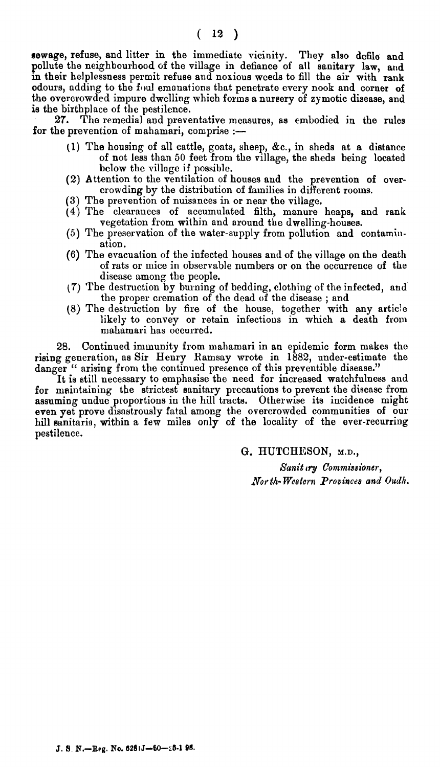sewage, refuse, and litter in the immediate vicinity. They also defile and pollute the neighbourhood of the village in defiance of all sanitary law, and in their helplessness permit refuse and noxious weeds to fill the air with rank odours, adding to the foul emanations that penetrate every nook and corner of the overcrowded impure dwelling which forms a nursery of zymotic disease, and is the birthplace of the pestilence.

**27.** The remedial and preventative measures, as embodied in the rules for the prevention of mahamari, comprise :—

(1) The housing of all cattle, goats, sheep, &c., in sheds at a distance of not less than 50 feet from the village, the sheds being located below the village if possible.

(2) Attention to the ventilation of houses and the prevention of over-crowding by the distribution of families in different rooms.

(3) The prevention of nuisances in or near the village.

(4) The clearances of accumulated filth, manure heaps, and rank vegetation from within and around the dwelling-houses.

(5) The preservation of the water-supply from pollution and contamination.

(6) The evacuation of the infected houses and of the village on the death of rats or mice in observable numbers or on the occurrence of the disease among the people.

(7) The destruction by burning of bedding, clothing of the infected, and the proper cremation of the dead of the disease ; and

(8) The destruction by fire of the house, together with any article likely to convey or retain infections in which a death from mahamari has occurred.

**28.** Continued immunity from mahamari in an epidemic form makes the rising generation, as Sir Henry Ramsay wrote in 1882, under-estimate the danger " arising from the continued presence of this preventible disease."

It is still necessary to emphasise the need for increased watchfulness and for maintaining the strictest sanitary precautions to prevent the disease from assuming undue proportions in the hill tracts. Otherwise its incidence might even yet prove disastrously fatal among the overcrowded communities of our hill sanitaria, within a few miles only of the locality of the ever-recurring pestilence.

G. HUTCHESON, M.D.,

*Sanitary Commissioner,*
*North-Western Provinces and Oudh.*

J. S. N.—Reg. No. 6281J—60—26-1 98.